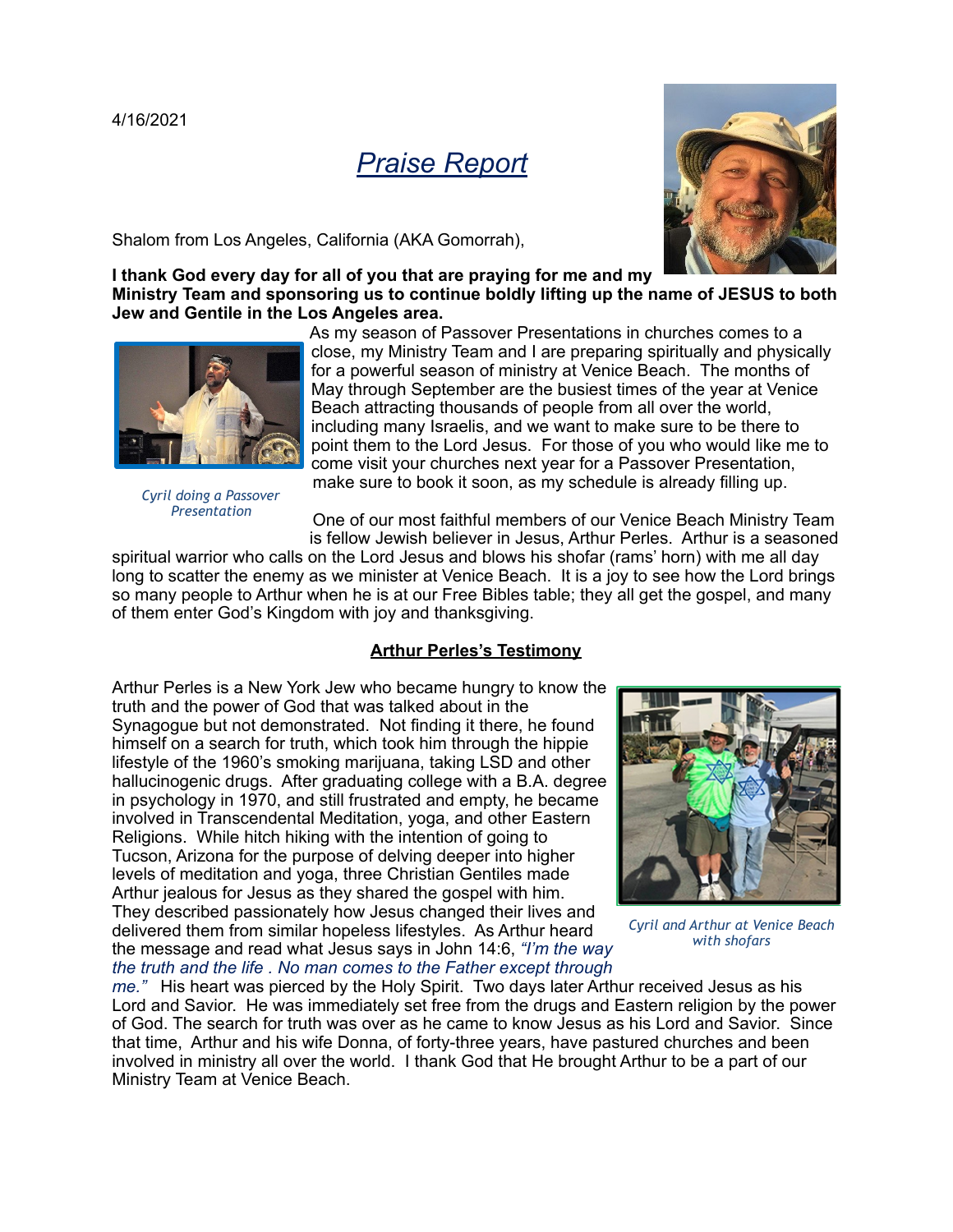4/16/2021

# *Praise Report*

Shalom from Los Angeles, California (AKA Gomorrah),

**I thank God every day for all of you that are praying for me and my Ministry Team and sponsoring us to continue boldly lifting up the name of JESUS to both Jew and Gentile in the Los Angeles area.**

*Cyril doing a Passover Presentation*

As my season of Passover Presentations in churches comes to a close, my Ministry Team and I are preparing spiritually and physically for a powerful season of ministry at Venice Beach. The months of May through September are the busiest times of the year at Venice Beach attracting thousands of people from all over the world, including many Israelis, and we want to make sure to be there to point them to the Lord Jesus. For those of you who would like me to come visit your churches next year for a Passover Presentation, make sure to book it soon, as my schedule is already filling up.

One of our most faithful members of our Venice Beach Ministry Team is fellow Jewish believer in Jesus, Arthur Perles. Arthur is a seasoned spiritual warrior who calls on the Lord Jesus and blows his shofar (rams' horn) with me all day long to scatter the enemy as we minister at Venice Beach. It is a joy to see how the Lord brings so many people to Arthur when he is at our Free Bibles table; they all get the gospel, and many of them enter God's Kingdom with joy and thanksgiving.

## Arthur Perles's Testimony

Arthur Perles is a New York Jew who became hungry to know the truth and the power of God that was talked about in the Synagogue but not demonstrated. Not finding it there, he found himself on a search for truth, which took him through the hippie lifestyle of the 1960's smoking marijuana, taking LSD and other hallucinogenic drugs. After graduating college with a B.A. degree in psychology in 1970, and still frustrated and empty, he became involved in Transcendental Meditation, yoga, and other Eastern Religions. While hitch hiking with the intention of going to Tucson, Arizona for the purpose of delving deeper into higher levels of meditation and yoga, three Christian Gentiles made Arthur jealous for Jesus as they shared the gospel with him. They described passionately how Jesus changed their lives and delivered them from similar hopeless lifestyles. As Arthur heard the message and read what Jesus says in John 14:6, *"I'm the way the truth and the life . No man comes to the Father except through me."* His heart was pierced by the Holy Spirit. Two days later Arthur received Jesus as his Lord and Savior. He was immediately set free from the drugs and Eastern religion by the power of God. The search for truth was over as he came to know Jesus as his Lord and Savior. Since that time, Arthur and his wife Donna, of forty-three years, have pastured churches and been involved in ministry all over the world. I thank God that He brought Arthur to be a part of our Ministry Team at Venice Beach.

*Cyril and Arthur at Venice Beach with shofars*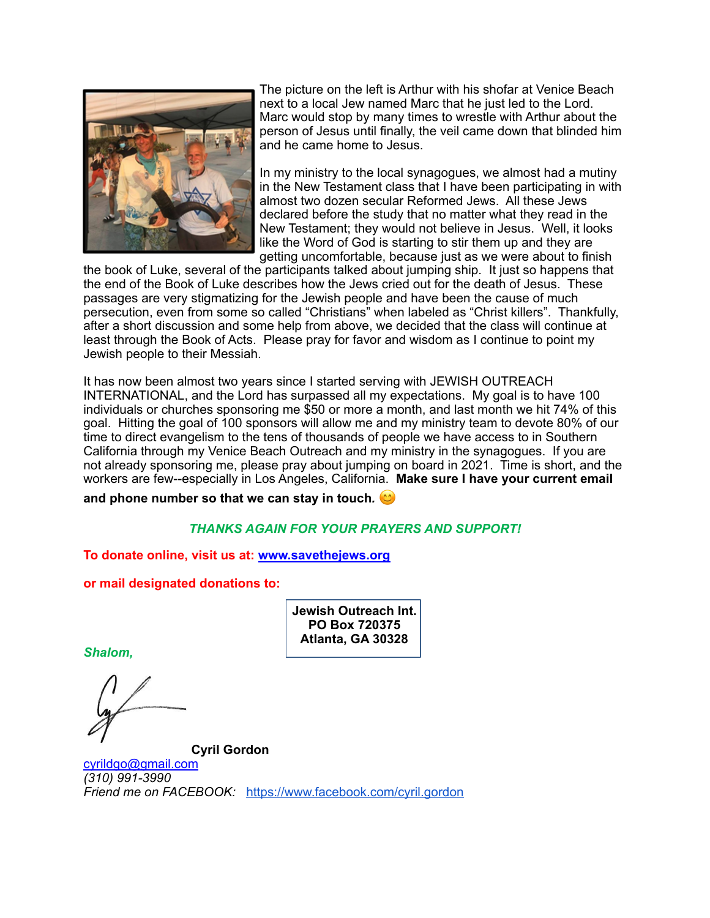The picture on the left is Arthur with his shofar at Venice Beach next to a local Jew named Marc that he just led to the Lord. Marc would stop by many times to wrestle with Arthur about the person of Jesus until finally, the veil came down that blinded him and he came home to Jesus.

In my ministry to the local synagogues, we almost had a mutiny in the New Testament class that I have been participating in with almost two dozen secular Reformed Jews. All these Jews declared before the study that no matter what they read in the New Testament; they would not believe in Jesus. Well, it looks like the Word of God is starting to stir them up and they are getting uncomfortable, because just as we were about to finish the book of Luke, several of the participants talked about jumping ship. It just so happens that the end of the Book of Luke describes how the Jews cried out for the death of Jesus. These passages are very stigmatizing for the Jewish people and have been the cause of much persecution, even from some so called "Christians" when labeled as "Christ killers". Thankfully, after a short discussion and some help from above, we decided that the class will continue at least through the Book of Acts. Please pray for favor and wisdom as I continue to point my Jewish people to their Messiah.

It has now been almost two years since I started serving with JEWISH OUTREACH INTERNATIONAL, and the Lord has surpassed all my expectations. My goal is to have 100 individuals or churches sponsoring me $50 or more a month, and last month we hit 74% of this goal. Hitting the goal of 100 sponsors will allow me and my ministry team to devote 80% of our time to direct evangelism to the tens of thousands of people we have access to in Southern California through my Venice Beach Outreach and my ministry in the synagogues. If you are not already sponsoring me, please pray about jumping on board in 2021. Time is short, and the workers are few--especially in Los Angeles, California. **Make sure I have your current email and phone number so that we can stay in touch.** 😊

***THANKS AGAIN FOR YOUR PRAYERS AND SUPPORT!***

**To donate online, visit us at: www.savethejews.org**

**or mail designated donations to:**

**Jewish Outreach Int.**
**PO Box 720375**
**Atlanta, GA 30328**

***Shalom,***

**Cyril Gordon**
cyrildgo@gmail.com
*(310) 991-3990*
*Friend me on FACEBOOK:* https://www.facebook.com/cyril.gordon